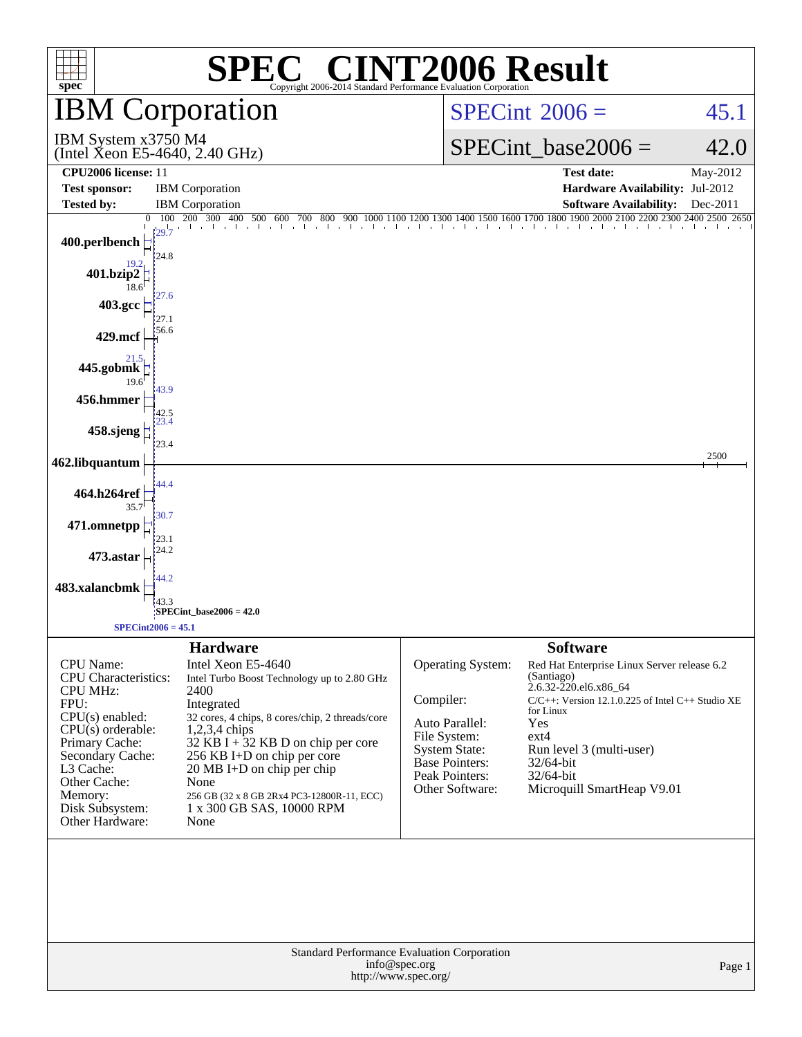# SPEC® CINT2006 Result

Copyright 2006-2014 Standard Performance Evaluation Corporation

## IBM Corporation

IBM System x3750 M4
(Intel Xeon E5-4640, 2.40 GHz)

SPECint 2006 = 45.1

SPECint_base2006 = 42.0

| | | | |
|---|---|---|---|
| **CPU2006 license:** | 11 | **Test date:** | May-2012 |
| **Test sponsor:** | IBM Corporation | **Hardware Availability:** | Jul-2012 |
| **Tested by:** | IBM Corporation | **Software Availability:** | Dec-2011 |

| Benchmark | Peak | Base |
|---|---|---|
| 400.perlbench | 29.7 | 24.8 |
| 401.bzip2 | 19.2 | 18.6 |
| 403.gcc | 27.6 | 27.1 |
| 429.mcf | 56.6 | |
| 445.gobmk | 21.5 | 19.6 |
| 456.hmmer | 43.9 | 42.5 |
| 458.sjeng | 23.4 | 23.4 |
| 462.libquantum | 2500 | |
| 464.h264ref | 44.4 | 35.7 |
| 471.omnetpp | 30.7 | 23.1 |
| 473.astar | 24.2 | |
| 483.xalancbmk | 44.2 | 43.3 |

SPECint_base2006 = 42.0

SPECint2006 = 45.1

## Hardware

| | |
|---|---|
| CPU Name: | Intel Xeon E5-4640 |
| CPU Characteristics: | Intel Turbo Boost Technology up to 2.80 GHz |
| CPU MHz: | 2400 |
| FPU: | Integrated |
| CPU(s) enabled: | 32 cores, 4 chips, 8 cores/chip, 2 threads/core |
| CPU(s) orderable: | 1,2,3,4 chips |
| Primary Cache: | 32 KB I + 32 KB D on chip per core |
| Secondary Cache: | 256 KB I+D on chip per core |
| L3 Cache: | 20 MB I+D on chip per chip |
| Other Cache: | None |
| Memory: | 256 GB (32 x 8 GB 2Rx4 PC3-12800R-11, ECC) |
| Disk Subsystem: | 1 x 300 GB SAS, 10000 RPM |
| Other Hardware: | None |

## Software

| | |
|---|---|
| Operating System: | Red Hat Enterprise Linux Server release 6.2 (Santiago) 2.6.32-220.el6.x86_64 |
| Compiler: | C/C++: Version 12.1.0.225 of Intel C++ Studio XE for Linux |
| Auto Parallel: | Yes |
| File System: | ext4 |
| System State: | Run level 3 (multi-user) |
| Base Pointers: | 32/64-bit |
| Peak Pointers: | 32/64-bit |
| Other Software: | Microquill SmartHeap V9.01 |

Standard Performance Evaluation Corporation
info@spec.org
http://www.spec.org/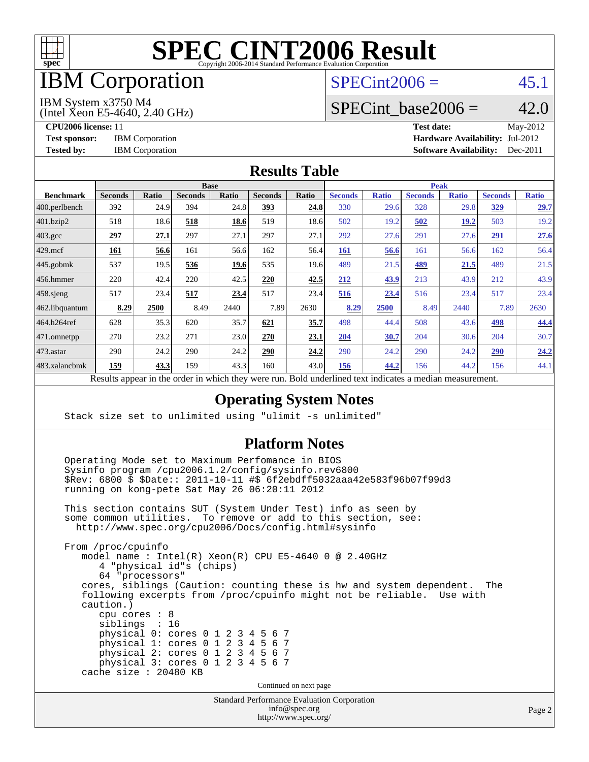# SPEC CINT2006 Result

Copyright 2006-2014 Standard Performance Evaluation Corporation

# IBM Corporation

IBM System x3750 M4
(Intel Xeon E5-4640, 2.40 GHz)

SPECint2006 = 45.1

SPECint_base2006 = 42.0

**CPU2006 license:** 11
**Test sponsor:** IBM Corporation
**Tested by:** IBM Corporation

**Test date:** May-2012
**Hardware Availability:** Jul-2012
**Software Availability:** Dec-2011

## Results Table

| Benchmark | Base | | | | | | Peak | | | | | |
|---|---|---|---|---|---|---|---|---|---|---|---|---|
| | Seconds | Ratio | Seconds | Ratio | Seconds | Ratio | Seconds | Ratio | Seconds | Ratio | Seconds | Ratio |
| 400.perlbench | 392 | 24.9 | 394 | 24.8 | **393** | **24.8** | 330 | 29.6 | 328 | 29.8 | **329** | **29.7** |
| 401.bzip2 | 518 | 18.6 | **518** | **18.6** | 519 | 18.6 | 502 | 19.2 | **502** | **19.2** | 503 | 19.2 |
| 403.gcc | **297** | **27.1** | 297 | 27.1 | 297 | 27.1 | 292 | 27.6 | 291 | 27.6 | **291** | **27.6** |
| 429.mcf | **161** | **56.6** | 161 | 56.6 | 162 | 56.4 | **161** | **56.6** | 161 | 56.6 | 162 | 56.4 |
| 445.gobmk | 537 | 19.5 | **536** | **19.6** | 535 | 19.6 | 489 | 21.5 | **489** | **21.5** | 489 | 21.5 |
| 456.hmmer | 220 | 42.4 | 220 | 42.5 | **220** | **42.5** | **212** | **43.9** | 213 | 43.9 | 212 | 43.9 |
| 458.sjeng | 517 | 23.4 | **517** | **23.4** | 517 | 23.4 | **516** | **23.4** | 516 | 23.4 | 517 | 23.4 |
| 462.libquantum | **8.29** | **2500** | 8.49 | 2440 | 7.89 | 2630 | **8.29** | **2500** | 8.49 | 2440 | 7.89 | 2630 |
| 464.h264ref | 628 | 35.3 | 620 | 35.7 | **621** | **35.7** | 498 | 44.4 | 508 | 43.6 | **498** | **44.4** |
| 471.omnetpp | 270 | 23.2 | 271 | 23.0 | **270** | **23.1** | **204** | **30.7** | 204 | 30.6 | 204 | 30.7 |
| 473.astar | 290 | 24.2 | 290 | 24.2 | **290** | **24.2** | 290 | 24.2 | 290 | 24.2 | **290** | **24.2** |
| 483.xalancbmk | **159** | **43.3** | 159 | 43.3 | 160 | 43.0 | **156** | **44.2** | 156 | 44.2 | 156 | 44.1 |

Results appear in the order in which they were run. Bold underlined text indicates a median measurement.

## Operating System Notes

```
Stack size set to unlimited using "ulimit -s unlimited"
```

## Platform Notes

```
Operating Mode set to Maximum Perfomance in BIOS
Sysinfo program /cpu2006.1.2/config/sysinfo.rev6800
$Rev: 6800 $ $Date:: 2011-10-11 #$ 6f2ebdff5032aaa42e583f96b07f99d3
running on kong-pete Sat May 26 06:20:11 2012

This section contains SUT (System Under Test) info as seen by
some common utilities.  To remove or add to this section, see:
  http://www.spec.org/cpu2006/Docs/config.html#sysinfo

From /proc/cpuinfo
   model name : Intel(R) Xeon(R) CPU E5-4640 0 @ 2.40GHz
      4 "physical id"s (chips)
      64 "processors"
   cores, siblings (Caution: counting these is hw and system dependent.  The
   following excerpts from /proc/cpuinfo might not be reliable.  Use with
   caution.)
      cpu cores : 8
      siblings  : 16
      physical 0: cores 0 1 2 3 4 5 6 7
      physical 1: cores 0 1 2 3 4 5 6 7
      physical 2: cores 0 1 2 3 4 5 6 7
      physical 3: cores 0 1 2 3 4 5 6 7
   cache size : 20480 KB
```

Continued on next page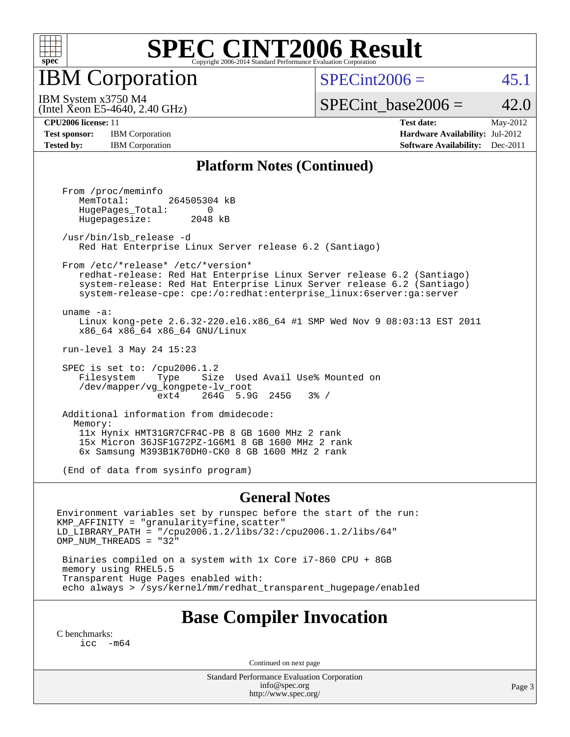# SPEC CINT2006 Result

## IBM Corporation

IBM System x3750 M4
(Intel Xeon E5-4640, 2.40 GHz)

SPECint2006 = 45.1

SPECint_base2006 = 42.0

| | | | |
|---|---|---|---|
| **CPU2006 license:** 11 | | **Test date:** | May-2012 |
| **Test sponsor:** | IBM Corporation | **Hardware Availability:** | Jul-2012 |
| **Tested by:** | IBM Corporation | **Software Availability:** | Dec-2011 |

### Platform Notes (Continued)

```
From /proc/meminfo
   MemTotal:       264505304 kB
   HugePages_Total:       0
   Hugepagesize:       2048 kB

/usr/bin/lsb_release -d
   Red Hat Enterprise Linux Server release 6.2 (Santiago)

From /etc/*release* /etc/*version*
   redhat-release: Red Hat Enterprise Linux Server release 6.2 (Santiago)
   system-release: Red Hat Enterprise Linux Server release 6.2 (Santiago)
   system-release-cpe: cpe:/o:redhat:enterprise_linux:6server:ga:server

uname -a:
   Linux kong-pete 2.6.32-220.el6.x86_64 #1 SMP Wed Nov 9 08:03:13 EST 2011
   x86_64 x86_64 x86_64 GNU/Linux

run-level 3 May 24 15:23

SPEC is set to: /cpu2006.1.2
   Filesystem    Type    Size  Used Avail Use% Mounted on
   /dev/mapper/vg_kongpete-lv_root
                 ext4    264G  5.9G  245G   3% /

Additional information from dmidecode:
  Memory:
   11x Hynix HMT31GR7CFR4C-PB 8 GB 1600 MHz 2 rank
   15x Micron 36JSF1G72PZ-1G6M1 8 GB 1600 MHz 2 rank
   6x Samsung M393B1K70DH0-CK0 8 GB 1600 MHz 2 rank

(End of data from sysinfo program)
```

### General Notes

```
Environment variables set by runspec before the start of the run:
KMP_AFFINITY = "granularity=fine,scatter"
LD_LIBRARY_PATH = "/cpu2006.1.2/libs/32:/cpu2006.1.2/libs/64"
OMP_NUM_THREADS = "32"

 Binaries compiled on a system with 1x Core i7-860 CPU + 8GB
 memory using RHEL5.5
 Transparent Huge Pages enabled with:
 echo always > /sys/kernel/mm/redhat_transparent_hugepage/enabled
```

## Base Compiler Invocation

C benchmarks:
    icc -m64

Continued on next page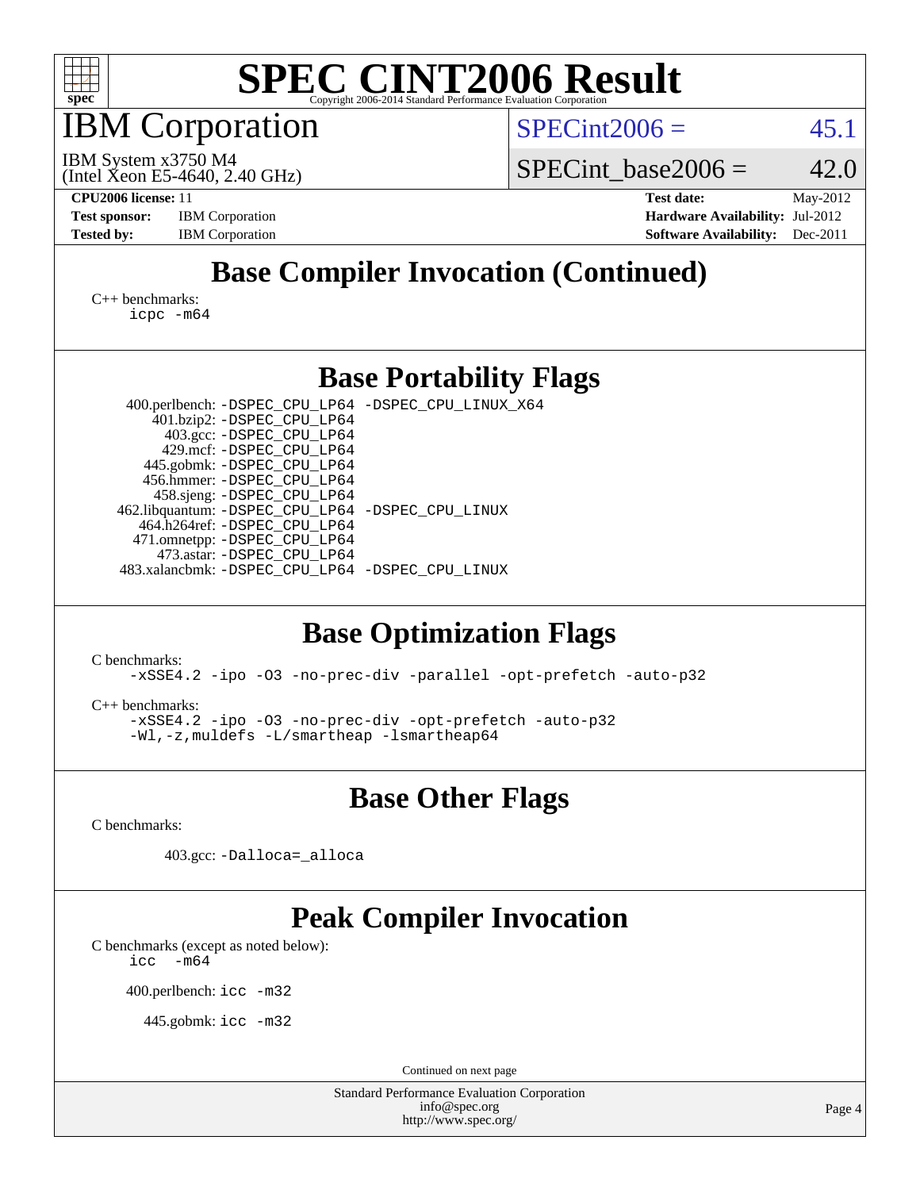# SPEC CINT2006 Result

## IBM Corporation

IBM System x3750 M4
(Intel Xeon E5-4640, 2.40 GHz)

SPECint2006 = 45.1

SPECint_base2006 = 42.0

**CPU2006 license:** 11
**Test sponsor:** IBM Corporation
**Tested by:** IBM Corporation

**Test date:** May-2012
**Hardware Availability:** Jul-2012
**Software Availability:** Dec-2011

## Base Compiler Invocation (Continued)

C++ benchmarks:
```
icpc -m64
```

## Base Portability Flags

| Benchmark | Flags |
| --- | --- |
| 400.perlbench: | -DSPEC_CPU_LP64 -DSPEC_CPU_LINUX_X64 |
| 401.bzip2: | -DSPEC_CPU_LP64 |
| 403.gcc: | -DSPEC_CPU_LP64 |
| 429.mcf: | -DSPEC_CPU_LP64 |
| 445.gobmk: | -DSPEC_CPU_LP64 |
| 456.hmmer: | -DSPEC_CPU_LP64 |
| 458.sjeng: | -DSPEC_CPU_LP64 |
| 462.libquantum: | -DSPEC_CPU_LP64 -DSPEC_CPU_LINUX |
| 464.h264ref: | -DSPEC_CPU_LP64 |
| 471.omnetpp: | -DSPEC_CPU_LP64 |
| 473.astar: | -DSPEC_CPU_LP64 |
| 483.xalancbmk: | -DSPEC_CPU_LP64 -DSPEC_CPU_LINUX |

## Base Optimization Flags

C benchmarks:
```
-xSSE4.2 -ipo -O3 -no-prec-div -parallel -opt-prefetch -auto-p32
```

C++ benchmarks:
```
-xSSE4.2 -ipo -O3 -no-prec-div -opt-prefetch -auto-p32
-Wl,-z,muldefs -L/smartheap -lsmartheap64
```

## Base Other Flags

C benchmarks:

403.gcc: `-Dalloca=_alloca`

## Peak Compiler Invocation

C benchmarks (except as noted below):
```
icc  -m64
```

400.perlbench: `icc -m32`

445.gobmk: `icc -m32`

Continued on next page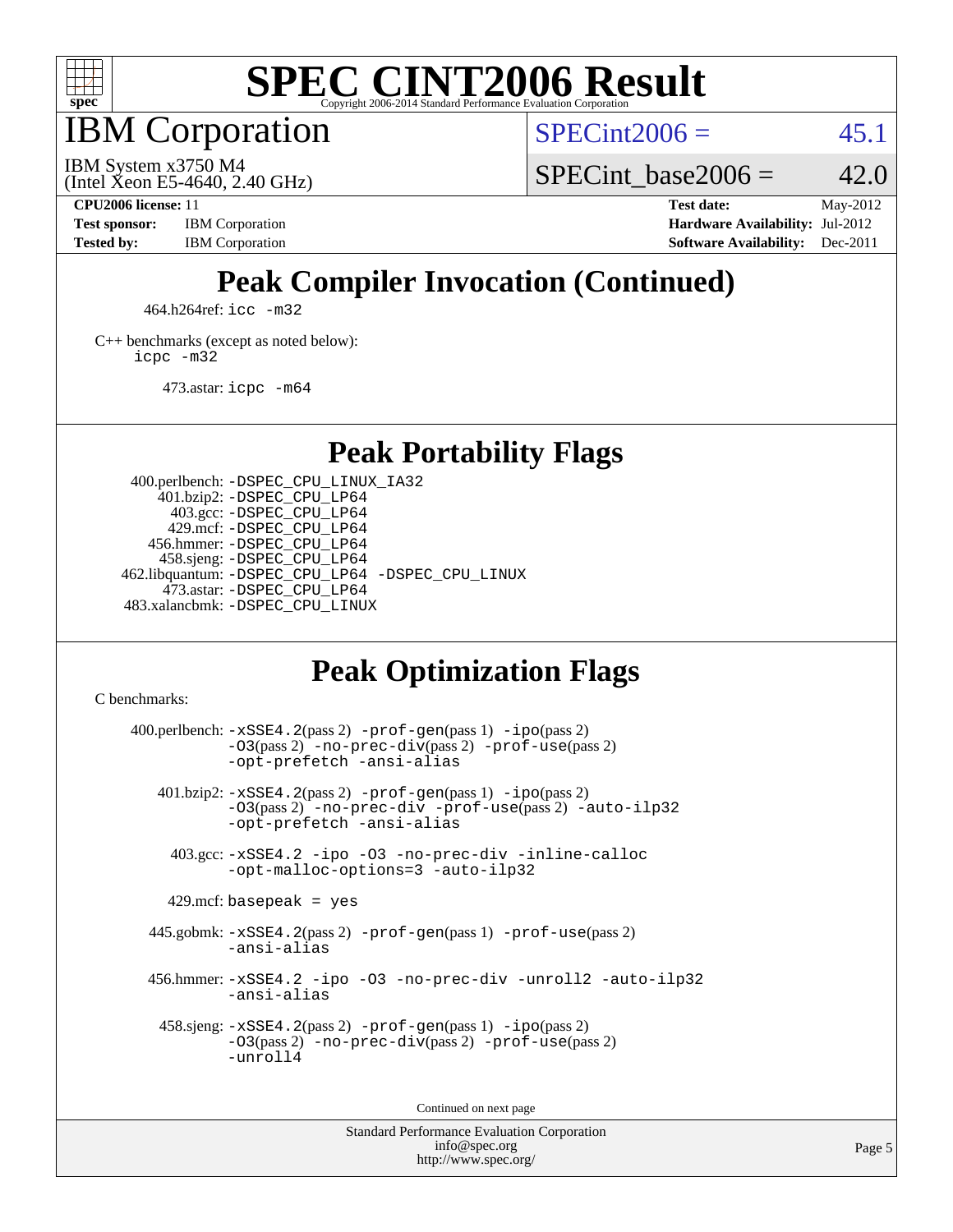# SPEC CINT2006 Result

Copyright 2006-2014 Standard Performance Evaluation Corporation

## IBM Corporation

IBM System x3750 M4
(Intel Xeon E5-4640, 2.40 GHz)

SPECint2006 = 45.1

SPECint_base2006 = 42.0

**CPU2006 license:** 11
**Test sponsor:** IBM Corporation
**Tested by:** IBM Corporation

**Test date:** May-2012
**Hardware Availability:** Jul-2012
**Software Availability:** Dec-2011

## Peak Compiler Invocation (Continued)

464.h264ref: `icc -m32`

C++ benchmarks (except as noted below):
`icpc -m32`

473.astar: `icpc -m64`

## Peak Portability Flags

400.perlbench: `-DSPEC_CPU_LINUX_IA32`
401.bzip2: `-DSPEC_CPU_LP64`
403.gcc: `-DSPEC_CPU_LP64`
429.mcf: `-DSPEC_CPU_LP64`
456.hmmer: `-DSPEC_CPU_LP64`
458.sjeng: `-DSPEC_CPU_LP64`
462.libquantum: `-DSPEC_CPU_LP64 -DSPEC_CPU_LINUX`
473.astar: `-DSPEC_CPU_LP64`
483.xalancbmk: `-DSPEC_CPU_LINUX`

## Peak Optimization Flags

C benchmarks:

400.perlbench: `-xSSE4.2`(pass 2) `-prof-gen`(pass 1) `-ipo`(pass 2) `-O3`(pass 2) `-no-prec-div`(pass 2) `-prof-use`(pass 2) `-opt-prefetch -ansi-alias`

401.bzip2: `-xSSE4.2`(pass 2) `-prof-gen`(pass 1) `-ipo`(pass 2) `-O3`(pass 2) `-no-prec-div -prof-use`(pass 2) `-auto-ilp32 -opt-prefetch -ansi-alias`

403.gcc: `-xSSE4.2 -ipo -O3 -no-prec-div -inline-calloc -opt-malloc-options=3 -auto-ilp32`

429.mcf: `basepeak = yes`

445.gobmk: `-xSSE4.2`(pass 2) `-prof-gen`(pass 1) `-prof-use`(pass 2) `-ansi-alias`

456.hmmer: `-xSSE4.2 -ipo -O3 -no-prec-div -unroll2 -auto-ilp32 -ansi-alias`

458.sjeng: `-xSSE4.2`(pass 2) `-prof-gen`(pass 1) `-ipo`(pass 2) `-O3`(pass 2) `-no-prec-div`(pass 2) `-prof-use`(pass 2) `-unroll4`

Continued on next page

Standard Performance Evaluation Corporation
info@spec.org
http://www.spec.org/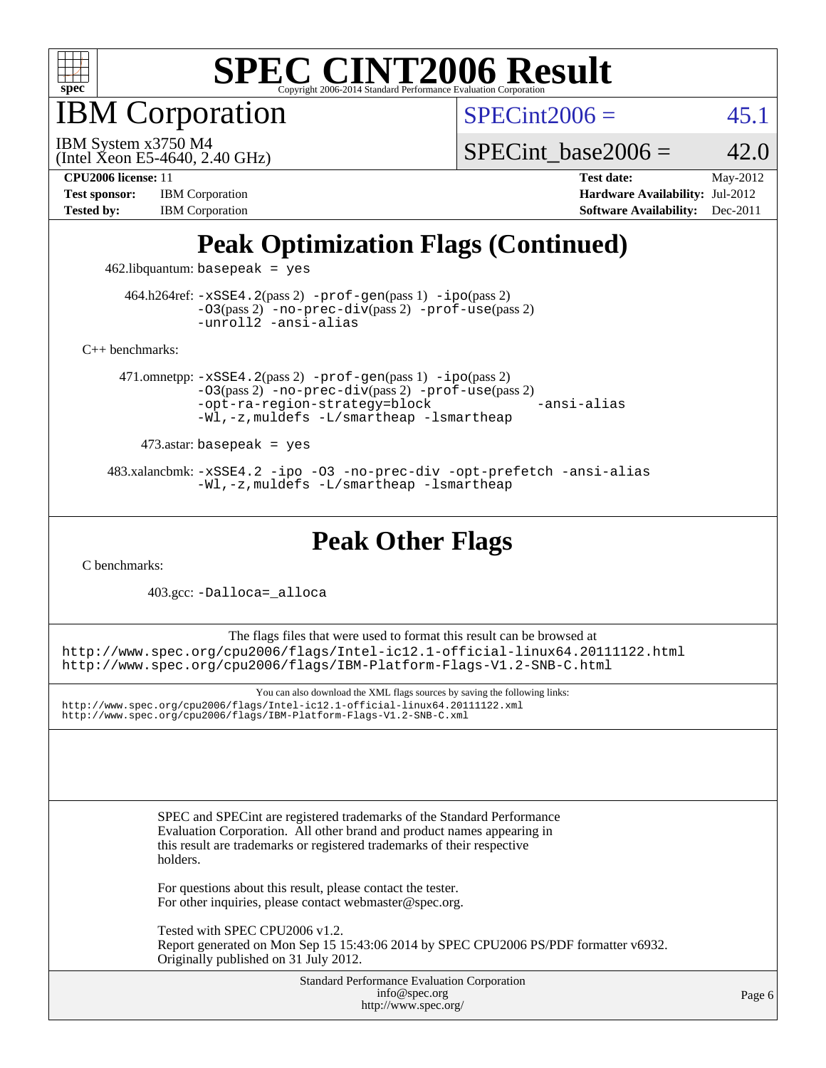# SPEC CINT2006 Result

Copyright 2006-2014 Standard Performance Evaluation Corporation

## IBM Corporation

IBM System x3750 M4
(Intel Xeon E5-4640, 2.40 GHz)

SPECint2006 = 45.1

SPECint_base2006 = 42.0

**CPU2006 license:** 11
**Test sponsor:** IBM Corporation
**Tested by:** IBM Corporation
**Test date:** May-2012
**Hardware Availability:** Jul-2012
**Software Availability:** Dec-2011

## Peak Optimization Flags (Continued)

462.libquantum: basepeak = yes

464.h264ref: -xSSE4.2(pass 2) -prof-gen(pass 1) -ipo(pass 2) -O3(pass 2) -no-prec-div(pass 2) -prof-use(pass 2) -unroll2 -ansi-alias

C++ benchmarks:

471.omnetpp: -xSSE4.2(pass 2) -prof-gen(pass 1) -ipo(pass 2) -O3(pass 2) -no-prec-div(pass 2) -prof-use(pass 2) -opt-ra-region-strategy=block -ansi-alias -Wl,-z,muldefs -L/smartheap -lsmartheap

473.astar: basepeak = yes

483.xalancbmk: -xSSE4.2 -ipo -O3 -no-prec-div -opt-prefetch -ansi-alias -Wl,-z,muldefs -L/smartheap -lsmartheap

## Peak Other Flags

C benchmarks:

403.gcc: -Dalloca=_alloca

The flags files that were used to format this result can be browsed at
http://www.spec.org/cpu2006/flags/Intel-ic12.1-official-linux64.20111122.html
http://www.spec.org/cpu2006/flags/IBM-Platform-Flags-V1.2-SNB-C.html

You can also download the XML flags sources by saving the following links:
http://www.spec.org/cpu2006/flags/Intel-ic12.1-official-linux64.20111122.xml
http://www.spec.org/cpu2006/flags/IBM-Platform-Flags-V1.2-SNB-C.xml

SPEC and SPECint are registered trademarks of the Standard Performance Evaluation Corporation. All other brand and product names appearing in this result are trademarks or registered trademarks of their respective holders.

For questions about this result, please contact the tester.
For other inquiries, please contact webmaster@spec.org.

Tested with SPEC CPU2006 v1.2.
Report generated on Mon Sep 15 15:43:06 2014 by SPEC CPU2006 PS/PDF formatter v6932.
Originally published on 31 July 2012.

Standard Performance Evaluation Corporation
info@spec.org
http://www.spec.org/